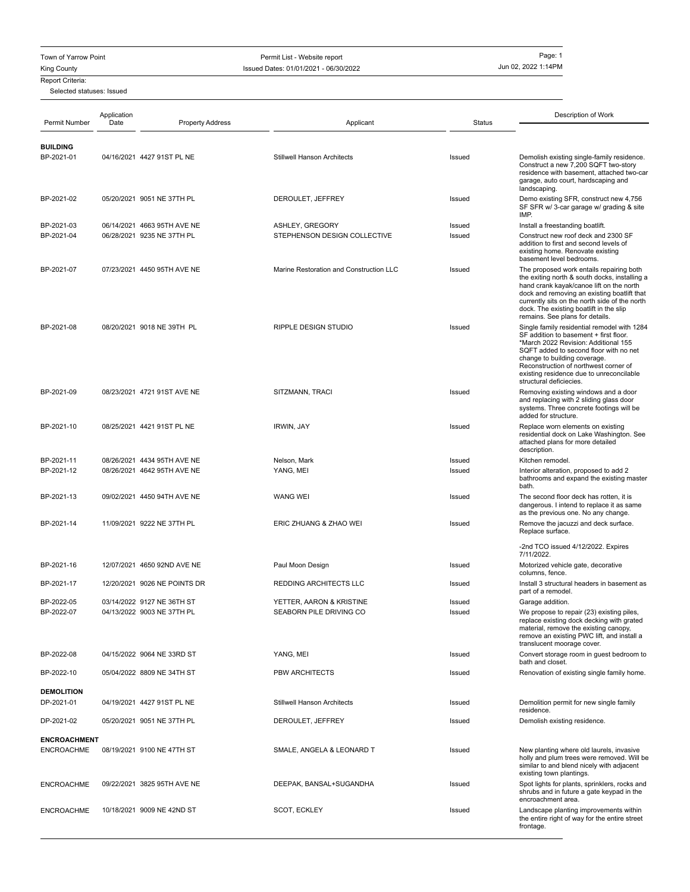Town of Yarrow Point
King County

Permit List - Website report
Issued Dates: 01/01/2021 - 06/30/2022

Report Criteria:
Selected statuses: Issued

| Permit Number | Application Date | Property Address | Applicant | Status | Description of Work |
|---|---|---|---|---|---|
| **BUILDING** | | | | | |
| BP-2021-01 | 04/16/2021 | 4427 91ST PL NE | Stillwell Hanson Architects | Issued | Demolish existing single-family residence. Construct a new 7,200 SQFT two-story residence with basement, attached two-car garage, auto court, hardscaping and landscaping. |
| BP-2021-02 | 05/20/2021 | 9051 NE 37TH PL | DEROULET, JEFFREY | Issued | Demo existing SFR, construct new 4,756 SF SFR w/ 3-car garage w/ grading & site IMP. |
| BP-2021-03 | 06/14/2021 | 4663 95TH AVE NE | ASHLEY, GREGORY | Issued | Install a freestanding boatlift. |
| BP-2021-04 | 06/28/2021 | 9235 NE 37TH PL | STEPHENSON DESIGN COLLECTIVE | Issued | Construct new roof deck and 2300 SF addition to first and second levels of existing home. Renovate existing basement level bedrooms. |
| BP-2021-07 | 07/23/2021 | 4450 95TH AVE NE | Marine Restoration and Construction LLC | Issued | The proposed work entails repairing both the exiting north & south docks, installing a hand crank kayak/canoe lift on the north dock and removing an existing boatlift that currently sits on the north side of the north dock. The existing boatlift in the slip remains. See plans for details. |
| BP-2021-08 | 08/20/2021 | 9018 NE 39TH PL | RIPPLE DESIGN STUDIO | Issued | Single family residential remodel with 1284 SF addition to basement + first floor. *March 2022 Revision: Additional 155 SQFT added to second floor with no net change to building coverage. Reconstruction of northwest corner of existing residence due to unreconcilable structural deficiecies. |
| BP-2021-09 | 08/23/2021 | 4721 91ST AVE NE | SITZMANN, TRACI | Issued | Removing existing windows and a door and replacing with 2 sliding glass door systems. Three concrete footings will be added for structure. |
| BP-2021-10 | 08/25/2021 | 4421 91ST PL NE | IRWIN, JAY | Issued | Replace worn elements on existing residential dock on Lake Washington. See attached plans for more detailed description. |
| BP-2021-11 | 08/26/2021 | 4434 95TH AVE NE | Nelson, Mark | Issued | Kitchen remodel. |
| BP-2021-12 | 08/26/2021 | 4642 95TH AVE NE | YANG, MEI | Issued | Interior alteration, proposed to add 2 bathrooms and expand the existing master bath. |
| BP-2021-13 | 09/02/2021 | 4450 94TH AVE NE | WANG WEI | Issued | The second floor deck has rotten, it is dangerous. I intend to replace it as same as the previous one. No any change. |
| BP-2021-14 | 11/09/2021 | 9222 NE 37TH PL | ERIC ZHUANG & ZHAO WEI | Issued | Remove the jacuzzi and deck surface. Replace surface.<br><br>-2nd TCO issued 4/12/2022. Expires 7/11/2022. |
| BP-2021-16 | 12/07/2021 | 4650 92ND AVE NE | Paul Moon Design | Issued | Motorized vehicle gate, decorative columns, fence. |
| BP-2021-17 | 12/20/2021 | 9026 NE POINTS DR | REDDING ARCHITECTS LLC | Issued | Install 3 structural headers in basement as part of a remodel. |
| BP-2022-05 | 03/14/2022 | 9127 NE 36TH ST | YETTER, AARON & KRISTINE | Issued | Garage addition. |
| BP-2022-07 | 04/13/2022 | 9003 NE 37TH PL | SEABORN PILE DRIVING CO | Issued | We propose to repair (23) existing piles, replace existing dock decking with grated material, remove the existing canopy, remove an existing PWC lift, and install a translucent moorage cover. |
| BP-2022-08 | 04/15/2022 | 9064 NE 33RD ST | YANG, MEI | Issued | Convert storage room in guest bedroom to bath and closet. |
| BP-2022-10 | 05/04/2022 | 8809 NE 34TH ST | PBW ARCHITECTS | Issued | Renovation of existing single family home. |
| **DEMOLITION** | | | | | |
| DP-2021-01 | 04/19/2021 | 4427 91ST PL NE | Stillwell Hanson Architects | Issued | Demolition permit for new single family residence. |
| DP-2021-02 | 05/20/2021 | 9051 NE 37TH PL | DEROULET, JEFFREY | Issued | Demolish existing residence. |
| **ENCROACHMENT** | | | | | |
| ENCROACHME | 08/19/2021 | 9100 NE 47TH ST | SMALE, ANGELA & LEONARD T | Issued | New planting where old laurels, invasive holly and plum trees were removed. Will be similar to and blend nicely with adjacent existing town plantings. |
| ENCROACHME | 09/22/2021 | 3825 95TH AVE NE | DEEPAK, BANSAL+SUGANDHA | Issued | Spot lights for plants, sprinklers, rocks and shrubs and in future a gate keypad in the encroachment area. |
| ENCROACHME | 10/18/2021 | 9009 NE 42ND ST | SCOT, ECKLEY | Issued | Landscape planting improvements within the entire right of way for the entire street frontage. |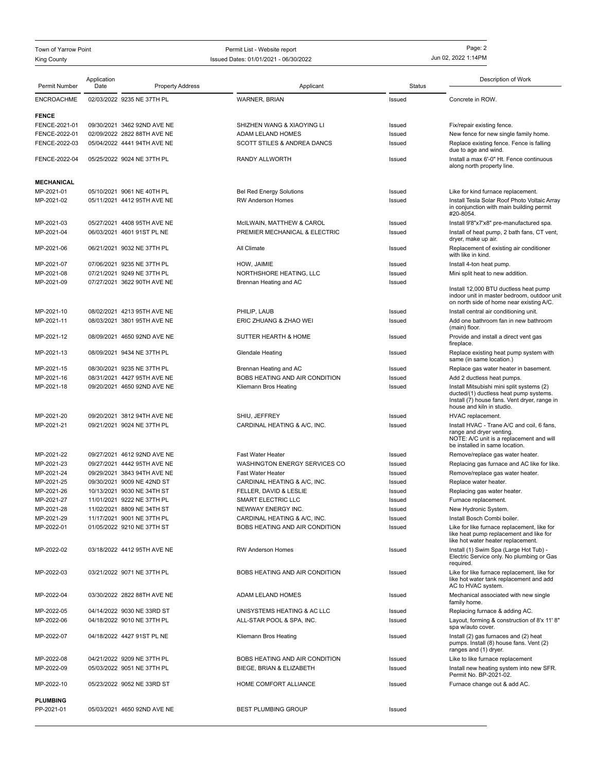| Permit Number | Application Date | Property Address | Applicant | Status | Description of Work |
|---|---|---|---|---|---|
| ENCROACHME | 02/03/2022 | 9235 NE 37TH PL | WARNER, BRIAN | Issued | Concrete in ROW. |
| **FENCE** | | | | | |
| FENCE-2021-01 | 09/30/2021 | 3462 92ND AVE NE | SHIZHEN WANG & XIAOYING LI | Issued | Fix/repair existing fence. |
| FENCE-2022-01 | 02/09/2022 | 2822 88TH AVE NE | ADAM LELAND HOMES | Issued | New fence for new single family home. |
| FENCE-2022-03 | 05/04/2022 | 4441 94TH AVE NE | SCOTT STILES & ANDREA DANCS | Issued | Replace existing fence. Fence is falling due to age and wind. |
| FENCE-2022-04 | 05/25/2022 | 9024 NE 37TH PL | RANDY ALLWORTH | Issued | Install a max 6'-0" Ht. Fence continuous along north property line. |
| **MECHANICAL** | | | | | |
| MP-2021-01 | 05/10/2021 | 9061 NE 40TH PL | Bel Red Energy Solutions | Issued | Like for kind furnace replacement. |
| MP-2021-02 | 05/11/2021 | 4412 95TH AVE NE | RW Anderson Homes | Issued | Install Tesla Solar Roof Photo Voltaic Array in conjunction with main building permit #20-8054. |
| MP-2021-03 | 05/27/2021 | 4408 95TH AVE NE | McILWAIN, MATTHEW & CAROL | Issued | Install 9'8"x7'x8" pre-manufactured spa. |
| MP-2021-04 | 06/03/2021 | 4601 91ST PL NE | PREMIER MECHANICAL & ELECTRIC | Issued | Install of heat pump, 2 bath fans, CT vent, dryer, make up air. |
| MP-2021-06 | 06/21/2021 | 9032 NE 37TH PL | All Climate | Issued | Replacement of existing air conditioner with like in kind. |
| MP-2021-07 | 07/06/2021 | 9235 NE 37TH PL | HOW, JAIMIE | Issued | Install 4-ton heat pump. |
| MP-2021-08 | 07/21/2021 | 9249 NE 37TH PL | NORTHSHORE HEATING, LLC | Issued | Mini split heat to new addition. |
| MP-2021-09 | 07/27/2021 | 3622 90TH AVE NE | Brennan Heating and AC | Issued | Install 12,000 BTU ductless heat pump indoor unit in master bedroom, outdoor unit on north side of home near existing A/C. |
| MP-2021-10 | 08/02/2021 | 4213 95TH AVE NE | PHILIP, LAUB | Issued | Install central air conditioning unit. |
| MP-2021-11 | 08/03/2021 | 3801 95TH AVE NE | ERIC ZHUANG & ZHAO WEI | Issued | Add one bathroom fan in new bathroom (main) floor. |
| MP-2021-12 | 08/09/2021 | 4650 92ND AVE NE | SUTTER HEARTH & HOME | Issued | Provide and install a direct vent gas fireplace. |
| MP-2021-13 | 08/09/2021 | 9434 NE 37TH PL | Glendale Heating | Issued | Replace existing heat pump system with same (in same location.) |
| MP-2021-15 | 08/30/2021 | 9235 NE 37TH PL | Brennan Heating and AC | Issued | Replace gas water heater in basement. |
| MP-2021-16 | 08/31/2021 | 4427 95TH AVE NE | BOBS HEATING AND AIR CONDITION | Issued | Add 2 ductless heat pumps. |
| MP-2021-18 | 09/20/2021 | 4650 92ND AVE NE | Kliemann Bros Heating | Issued | Install Mitsubishi mini split systems (2) ducted/(1) ductless heat pump systems. Install (7) house fans. Vent dryer, range in house and kiln in studio. |
| MP-2021-20 | 09/20/2021 | 3812 94TH AVE NE | SHIU, JEFFREY | Issued | HVAC replacement. |
| MP-2021-21 | 09/21/2021 | 9024 NE 37TH PL | CARDINAL HEATING & A/C, INC. | Issued | Install HVAC - Trane A/C and coil, 6 fans, range and dryer venting. NOTE: A/C unit is a replacement and will be installed in same location. |
| MP-2021-22 | 09/27/2021 | 4612 92ND AVE NE | Fast Water Heater | Issued | Remove/replace gas water heater. |
| MP-2021-23 | 09/27/2021 | 4442 95TH AVE NE | WASHINGTON ENERGY SERVICES CO | Issued | Replacing gas furnace and AC like for like. |
| MP-2021-24 | 09/29/2021 | 3843 94TH AVE NE | Fast Water Heater | Issued | Remove/replace gas water heater. |
| MP-2021-25 | 09/30/2021 | 9009 NE 42ND ST | CARDINAL HEATING & A/C, INC. | Issued | Replace water heater. |
| MP-2021-26 | 10/13/2021 | 9030 NE 34TH ST | FELLER, DAVID & LESLIE | Issued | Replacing gas water heater. |
| MP-2021-27 | 11/01/2021 | 9222 NE 37TH PL | SMART ELECTRIC LLC | Issued | Furnace replacement. |
| MP-2021-28 | 11/02/2021 | 8809 NE 34TH ST | NEWWAY ENERGY INC. | Issued | New Hydronic System. |
| MP-2021-29 | 11/17/2021 | 9001 NE 37TH PL | CARDINAL HEATING & A/C, INC. | Issued | Install Bosch Combi boiler. |
| MP-2022-01 | 01/05/2022 | 9210 NE 37TH ST | BOBS HEATING AND AIR CONDITION | Issued | Like for like furnace replacement, like for like heat pump replacement and like for like hot water heater replacement. |
| MP-2022-02 | 03/18/2022 | 4412 95TH AVE NE | RW Anderson Homes | Issued | Install (1) Swim Spa (Large Hot Tub) - Electric Service only. No plumbing or Gas required. |
| MP-2022-03 | 03/21/2022 | 9071 NE 37TH PL | BOBS HEATING AND AIR CONDITION | Issued | Like for like furnace replacement, like for like hot water tank replacement and add AC to HVAC system. |
| MP-2022-04 | 03/30/2022 | 2822 88TH AVE NE | ADAM LELAND HOMES | Issued | Mechanical associated with new single family home. |
| MP-2022-05 | 04/14/2022 | 9030 NE 33RD ST | UNISYSTEMS HEATING & AC LLC | Issued | Replacing furnace & adding AC. |
| MP-2022-06 | 04/18/2022 | 9010 NE 37TH PL | ALL-STAR POOL & SPA, INC. | Issued | Layout, forming & construction of 8'x 11' 8" spa w/auto cover. |
| MP-2022-07 | 04/18/2022 | 4427 91ST PL NE | Kliemann Bros Heating | Issued | Install (2) gas furnaces and (2) heat pumps. Install (8) house fans. Vent (2) ranges and (1) dryer. |
| MP-2022-08 | 04/21/2022 | 9209 NE 37TH PL | BOBS HEATING AND AIR CONDITION | Issued | Like to like furnace replacement |
| MP-2022-09 | 05/03/2022 | 9051 NE 37TH PL | BIEGE, BRIAN & ELIZABETH | Issued | Install new heating system into new SFR. Permit No. BP-2021-02. |
| MP-2022-10 | 05/23/2022 | 9052 NE 33RD ST | HOME COMFORT ALLIANCE | Issued | Furnace change out & add AC. |
| **PLUMBING** | | | | | |
| PP-2021-01 | 05/03/2021 | 4650 92ND AVE NE | BEST PLUMBING GROUP | Issued | |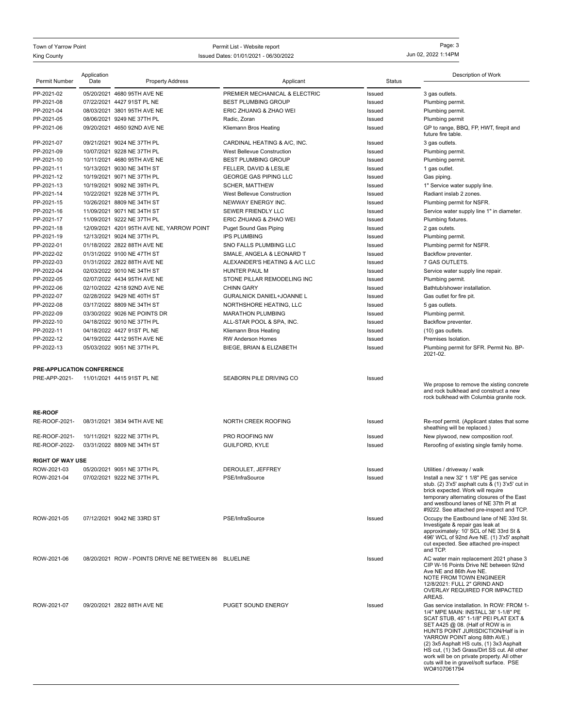| Permit Number | Application Date | Property Address | Applicant | Status | Description of Work |
|---|---|---|---|---|---|
| PP-2021-02 | 05/20/2021 | 4680 95TH AVE NE | PREMIER MECHANICAL & ELECTRIC | Issued | 3 gas outlets. |
| PP-2021-08 | 07/22/2021 | 4427 91ST PL NE | BEST PLUMBING GROUP | Issued | Plumbing permit. |
| PP-2021-04 | 08/03/2021 | 3801 95TH AVE NE | ERIC ZHUANG & ZHAO WEI | Issued | Plumbing permit. |
| PP-2021-05 | 08/06/2021 | 9249 NE 37TH PL | Radic, Zoran | Issued | Plumbing permit |
| PP-2021-06 | 09/20/2021 | 4650 92ND AVE NE | Kliemann Bros Heating | Issued | GP to range, BBQ, FP, HWT, firepit and future fire table. |
| PP-2021-07 | 09/21/2021 | 9024 NE 37TH PL | CARDINAL HEATING & A/C, INC. | Issued | 3 gas outlets. |
| PP-2021-09 | 10/07/2021 | 9228 NE 37TH PL | West Bellevue Construction | Issued | Plumbing permit. |
| PP-2021-10 | 10/11/2021 | 4680 95TH AVE NE | BEST PLUMBING GROUP | Issued | Plumbing permit. |
| PP-2021-11 | 10/13/2021 | 9030 NE 34TH ST | FELLER, DAVID & LESLIE | Issued | 1 gas outlet. |
| PP-2021-12 | 10/19/2021 | 9071 NE 37TH PL | GEORGE GAS PIPING LLC | Issued | Gas piping. |
| PP-2021-13 | 10/19/2021 | 9092 NE 39TH PL | SCHER, MATTHEW | Issued | 1" Service water supply line. |
| PP-2021-14 | 10/22/2021 | 9228 NE 37TH PL | West Bellevue Construction | Issued | Radiant inslab 2 zones. |
| PP-2021-15 | 10/26/2021 | 8809 NE 34TH ST | NEWWAY ENERGY INC. | Issued | Plumbing permit for NSFR. |
| PP-2021-16 | 11/09/2021 | 9071 NE 34TH ST | SEWER FRIENDLY LLC | Issued | Service water supply line 1" in diameter. |
| PP-2021-17 | 11/09/2021 | 9222 NE 37TH PL | ERIC ZHUANG & ZHAO WEI | Issued | Plumbing fixtures. |
| PP-2021-18 | 12/09/2021 | 4201 95TH AVE NE, YARROW POINT | Puget Sound Gas Piping | Issued | 2 gas outlets. |
| PP-2021-19 | 12/13/2021 | 9024 NE 37TH PL | IPS PLUMBING | Issued | Plumbing permit. |
| PP-2022-01 | 01/18/2022 | 2822 88TH AVE NE | SNO FALLS PLUMBING LLC | Issued | Plumbing permit for NSFR. |
| PP-2022-02 | 01/31/2022 | 9100 NE 47TH ST | SMALE, ANGELA & LEONARD T | Issued | Backflow preventer. |
| PP-2022-03 | 01/31/2022 | 2822 88TH AVE NE | ALEXANDER'S HEATING & A/C LLC | Issued | 7 GAS OUTLETS. |
| PP-2022-04 | 02/03/2022 | 9010 NE 34TH ST | HUNTER PAUL M | Issued | Service water supply line repair. |
| PP-2022-05 | 02/07/2022 | 4434 95TH AVE NE | STONE PILLAR REMODELING INC | Issued | Plumbing permit. |
| PP-2022-06 | 02/10/2022 | 4218 92ND AVE NE | CHINN GARY | Issued | Bathtub/shower installation. |
| PP-2022-07 | 02/28/2022 | 9429 NE 40TH ST | GURALNICK DANIEL+JOANNE L | Issued | Gas outlet for fire pit. |
| PP-2022-08 | 03/17/2022 | 8809 NE 34TH ST | NORTHSHORE HEATING, LLC | Issued | 5 gas outlets. |
| PP-2022-09 | 03/30/2022 | 9026 NE POINTS DR | MARATHON PLUMBING | Issued | Plumbing permit. |
| PP-2022-10 | 04/18/2022 | 9010 NE 37TH PL | ALL-STAR POOL & SPA, INC. | Issued | Backflow preventer. |
| PP-2022-11 | 04/18/2022 | 4427 91ST PL NE | Kliemann Bros Heating | Issued | (10) gas outlets. |
| PP-2022-12 | 04/19/2022 | 4412 95TH AVE NE | RW Anderson Homes | Issued | Premises Isolation. |
| PP-2022-13 | 05/03/2022 | 9051 NE 37TH PL | BIEGE, BRIAN & ELIZABETH | Issued | Plumbing permit for SFR. Permit No. BP-2021-02. |
| **PRE-APPLICATION CONFERENCE** | | | | | |
| PRE-APP-2021- | 11/01/2021 | 4415 91ST PL NE | SEABORN PILE DRIVING CO | Issued | We propose to remove the xisting concrete and rock bulkhead and construct a new rock bulkhead with Columbia granite rock. |
| **RE-ROOF** | | | | | |
| RE-ROOF-2021- | 08/31/2021 | 3834 94TH AVE NE | NORTH CREEK ROOFING | Issued | Re-roof permit. (Applicant states that some sheathing will be replaced.) |
| RE-ROOF-2021- | 10/11/2021 | 9222 NE 37TH PL | PRO ROOFING NW | Issued | New plywood, new composition roof. |
| RE-ROOF-2022- | 03/31/2022 | 8809 NE 34TH ST | GUILFORD, KYLE | Issued | Reroofing of existing single family home. |
| **RIGHT OF WAY USE** | | | | | |
| ROW-2021-03 | 05/20/2021 | 9051 NE 37TH PL | DEROULET, JEFFREY | Issued | Utilities / driveway / walk |
| ROW-2021-04 | 07/02/2021 | 9222 NE 37TH PL | PSE/InfraSource | Issued | Install a new 32' 1 1/8" PE gas service stub. (2) 3'x5' asphalt cuts & (1) 3'x5' cut in brick expected. Work will require temporary alternating closures of the East and westbound lanes of NE 37th Pl at #9222. See attached pre-inspect and TCP. |
| ROW-2021-05 | 07/12/2021 | 9042 NE 33RD ST | PSE/InfraSource | Issued | Occupy the Eastbound lane of NE 33rd St. Investigate & repair gas leak at approximately: 10' SCL of NE 33rd St & 496' WCL of 92nd Ave NE. (1) 3'x5' asphalt cut expected. See attached pre-inspect and TCP. |
| ROW-2021-06 | 08/20/2021 | ROW - POINTS DRIVE NE BETWEEN 86 | BLUELINE | Issued | AC water main replacement 2021 phase 3 CIP W-16 Points Drive NE between 92nd Ave NE and 86th Ave NE. NOTE FROM TOWN ENGINEER 12/8/2021: FULL 2" GRIND AND OVERLAY REQUIRED FOR IMPACTED AREAS. |
| ROW-2021-07 | 09/20/2021 | 2822 88TH AVE NE | PUGET SOUND ENERGY | Issued | Gas service installation. In ROW: FROM 1-1/4" MPE MAIN: INSTALL 38' 1-1/8" PE SCAT STUB, 45" 1-1/8" PEI PLAT EXT & SET A425 @ 08. (Half of ROW is in HUNTS POINT JURISDICTION/Half is in YARROW POINT along 88th AVE.) (2) 3x5 Asphalt HS cuts, (1) 3x3 Asphalt HS cut, (1) 3x5 Grass/Dirt SS cut. All other work will be on private property. All other cuts will be in gravel/soft surface. PSE WO#107061794 |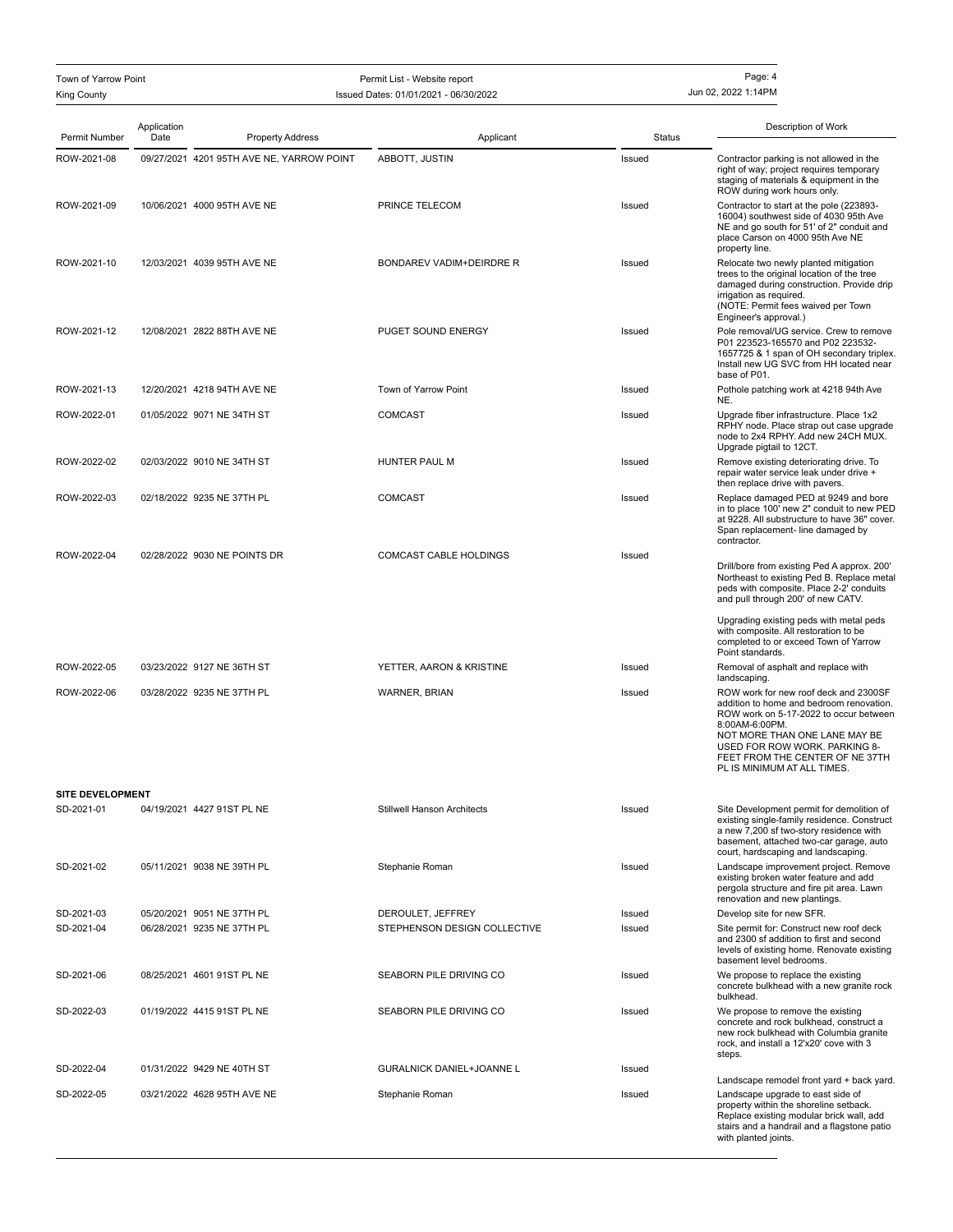| Permit Number | Application Date | Property Address | Applicant | Status | Description of Work |
|---|---|---|---|---|---|
| ROW-2021-08 | 09/27/2021 | 4201 95TH AVE NE, YARROW POINT | ABBOTT, JUSTIN | Issued | Contractor parking is not allowed in the right of way; project requires temporary staging of materials & equipment in the ROW during work hours only. |
| ROW-2021-09 | 10/06/2021 | 4000 95TH AVE NE | PRINCE TELECOM | Issued | Contractor to start at the pole (223893-16004) southwest side of 4030 95th Ave NE and go south for 51' of 2" conduit and place Carson on 4000 95th Ave NE property line. |
| ROW-2021-10 | 12/03/2021 | 4039 95TH AVE NE | BONDAREV VADIM+DEIRDRE R | Issued | Relocate two newly planted mitigation trees to the original location of the tree damaged during construction. Provide drip irrigation as required. (NOTE: Permit fees waived per Town Engineer's approval.) |
| ROW-2021-12 | 12/08/2021 | 2822 88TH AVE NE | PUGET SOUND ENERGY | Issued | Pole removal/UG service. Crew to remove P01 223523-165570 and P02 223532-1657725 & 1 span of OH secondary triplex. Install new UG SVC from HH located near base of P01. |
| ROW-2021-13 | 12/20/2021 | 4218 94TH AVE NE | Town of Yarrow Point | Issued | Pothole patching work at 4218 94th Ave NE. |
| ROW-2022-01 | 01/05/2022 | 9071 NE 34TH ST | COMCAST | Issued | Upgrade fiber infrastructure. Place 1x2 RPHY node. Place strap out case upgrade node to 2x4 RPHY. Add new 24CH MUX. Upgrade pigtail to 12CT. |
| ROW-2022-02 | 02/03/2022 | 9010 NE 34TH ST | HUNTER PAUL M | Issued | Remove existing deteriorating drive. To repair water service leak under drive + then replace drive with pavers. |
| ROW-2022-03 | 02/18/2022 | 9235 NE 37TH PL | COMCAST | Issued | Replace damaged PED at 9249 and bore in to place 100' new 2" conduit to new PED at 9228. All substructure to have 36" cover. Span replacement- line damaged by contractor. |
| ROW-2022-04 | 02/28/2022 | 9030 NE POINTS DR | COMCAST CABLE HOLDINGS | Issued | Drill/bore from existing Ped A approx. 200' Northeast to existing Ped B. Replace metal peds with composite. Place 2-2' conduits and pull through 200' of new CATV. Upgrading existing peds with metal peds with composite. All restoration to be completed to or exceed Town of Yarrow Point standards. |
| ROW-2022-05 | 03/23/2022 | 9127 NE 36TH ST | YETTER, AARON & KRISTINE | Issued | Removal of asphalt and replace with landscaping. |
| ROW-2022-06 | 03/28/2022 | 9235 NE 37TH PL | WARNER, BRIAN | Issued | ROW work for new roof deck and 2300SF addition to home and bedroom renovation. ROW work on 5-17-2022 to occur between 8:00AM-6:00PM. NOT MORE THAN ONE LANE MAY BE USED FOR ROW WORK. PARKING 8-FEET FROM THE CENTER OF NE 37TH PL IS MINIMUM AT ALL TIMES. |
| **SITE DEVELOPMENT** | | | | | |
| SD-2021-01 | 04/19/2021 | 4427 91ST PL NE | Stillwell Hanson Architects | Issued | Site Development permit for demolition of existing single-family residence. Construct a new 7,200 sf two-story residence with basement, attached two-car garage, auto court, hardscaping and landscaping. |
| SD-2021-02 | 05/11/2021 | 9038 NE 39TH PL | Stephanie Roman | Issued | Landscape improvement project. Remove existing broken water feature and add pergola structure and fire pit area. Lawn renovation and new plantings. |
| SD-2021-03 | 05/20/2021 | 9051 NE 37TH PL | DEROULET, JEFFREY | Issued | Develop site for new SFR. |
| SD-2021-04 | 06/28/2021 | 9235 NE 37TH PL | STEPHENSON DESIGN COLLECTIVE | Issued | Site permit for: Construct new roof deck and 2300 sf addition to first and second levels of existing home. Renovate existing basement level bedrooms. |
| SD-2021-06 | 08/25/2021 | 4601 91ST PL NE | SEABORN PILE DRIVING CO | Issued | We propose to replace the existing concrete bulkhead with a new granite rock bulkhead. |
| SD-2022-03 | 01/19/2022 | 4415 91ST PL NE | SEABORN PILE DRIVING CO | Issued | We propose to remove the existing concrete and rock bulkhead, construct a new rock bulkhead with Columbia granite rock, and install a 12'x20' cove with 3 steps. |
| SD-2022-04 | 01/31/2022 | 9429 NE 40TH ST | GURALNICK DANIEL+JOANNE L | Issued | Landscape remodel front yard + back yard. |
| SD-2022-05 | 03/21/2022 | 4628 95TH AVE NE | Stephanie Roman | Issued | Landscape upgrade to east side of property within the shoreline setback. Replace existing modular brick wall, add stairs and a handrail and a flagstone patio with planted joints. |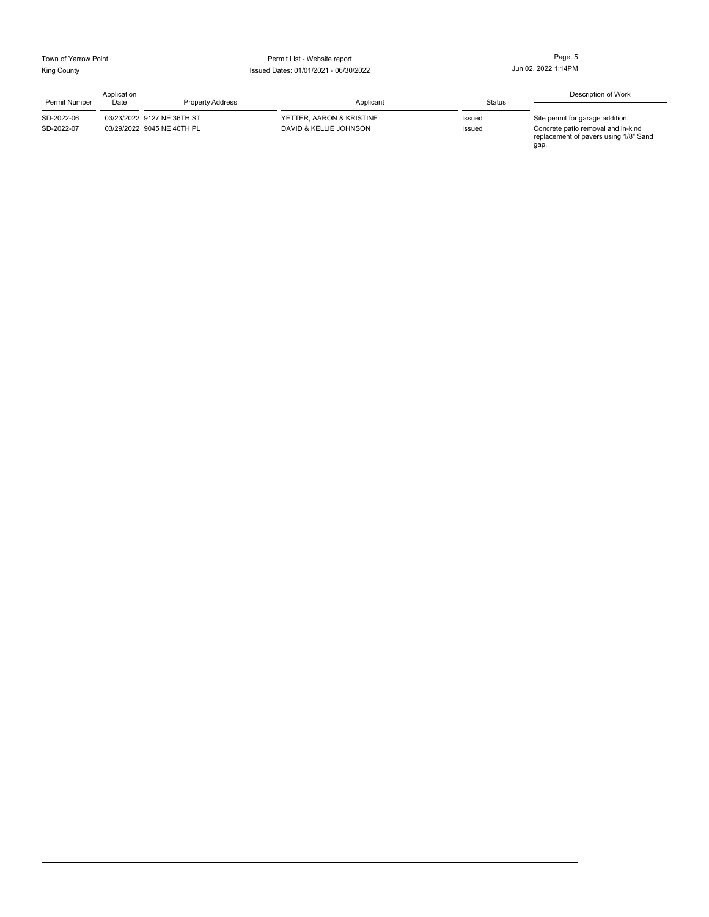| Permit Number | Application Date | Property Address | Applicant | Status | Description of Work |
|---|---|---|---|---|---|
| SD-2022-06 | 03/23/2022 | 9127 NE 36TH ST | YETTER, AARON & KRISTINE | Issued | Site permit for garage addition. |
| SD-2022-07 | 03/29/2022 | 9045 NE 40TH PL | DAVID & KELLIE JOHNSON | Issued | Concrete patio removal and in-kind replacement of pavers using 1/8" Sand gap. |